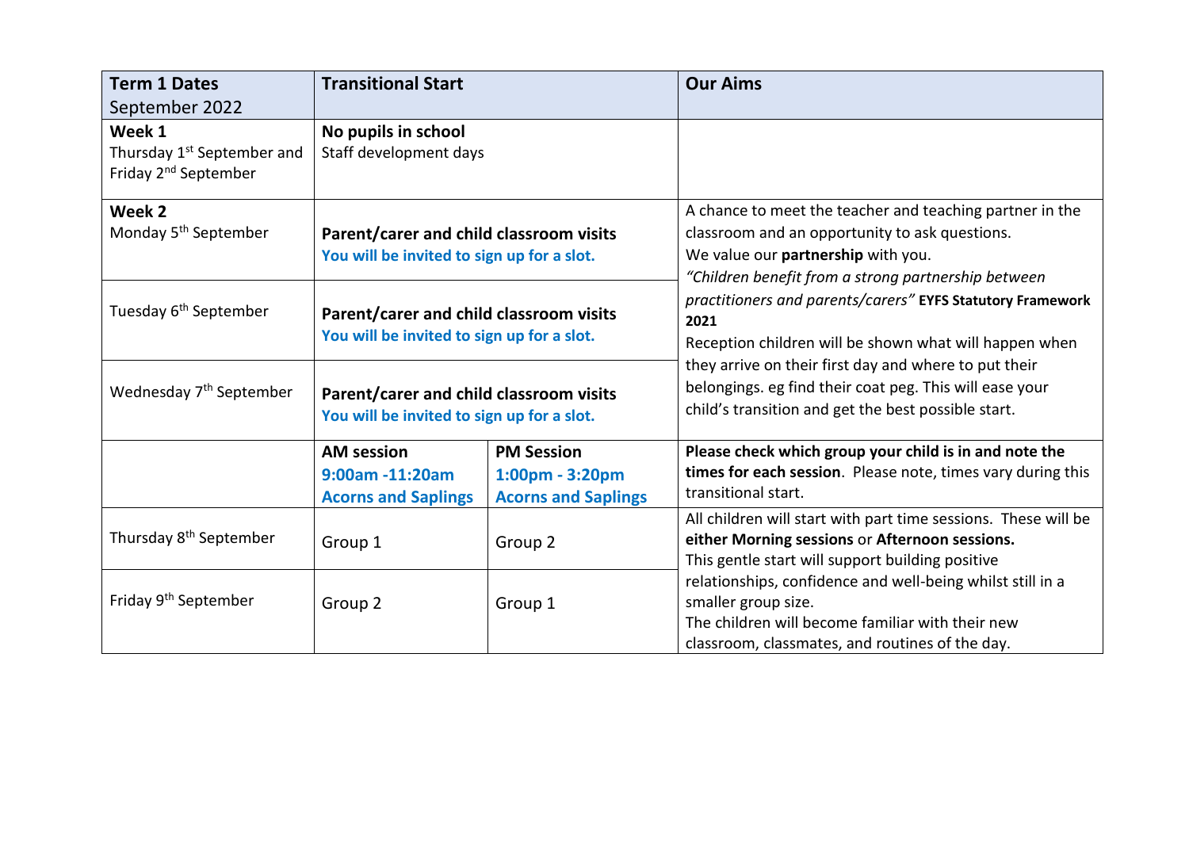| **Term 1 Dates** September 2022 | **Transitional Start** | | **Our Aims** |
| --- | --- | --- | --- |
| **Week 1** Thursday 1st September and Friday 2nd September | **No pupils in school** Staff development days | | |
| **Week 2** Monday 5th September | **Parent/carer and child classroom visits** **You will be invited to sign up for a slot.** | | A chance to meet the teacher and teaching partner in the classroom and an opportunity to ask questions. We value our **partnership** with you. *"Children benefit from a strong partnership between practitioners and parents/carers"* **EYFS Statutory Framework 2021** Reception children will be shown what will happen when they arrive on their first day and where to put their belongings. eg find their coat peg. This will ease your child's transition and get the best possible start. |
| Tuesday 6th September | **Parent/carer and child classroom visits** **You will be invited to sign up for a slot.** | | |
| Wednesday 7th September | **Parent/carer and child classroom visits** **You will be invited to sign up for a slot.** | | |
| | **AM session** **9:00am -11:20am** **Acorns and Saplings** | **PM Session** **1:00pm - 3:20pm** **Acorns and Saplings** | **Please check which group your child is in and note the times for each session**. Please note, times vary during this transitional start. |
| Thursday 8th September | Group 1 | Group 2 | All children will start with part time sessions. These will be **either Morning sessions** or **Afternoon sessions.** This gentle start will support building positive relationships, confidence and well-being whilst still in a smaller group size. The children will become familiar with their new classroom, classmates, and routines of the day. |
| Friday 9th September | Group 2 | Group 1 | |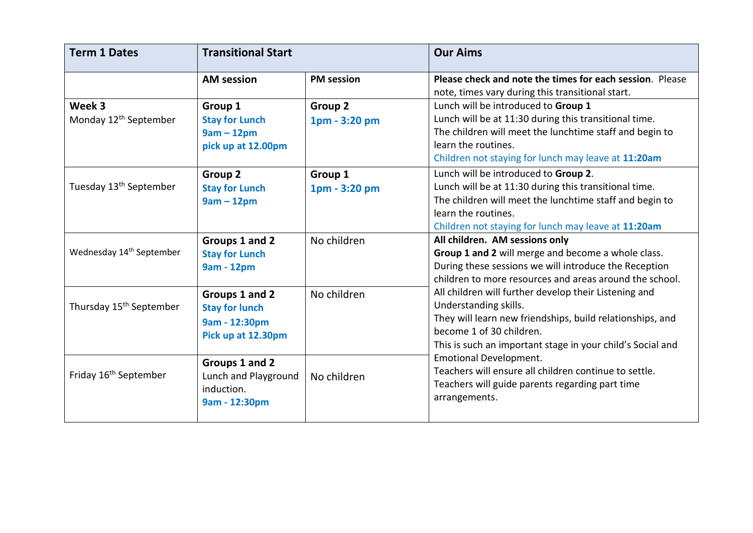| Term 1 Dates | Transitional Start | | Our Aims |
|---|---|---|---|
| | AM session | PM session | **Please check and note the times for each session**. Please note, times vary during this transitional start. |
| **Week 3** Monday 12th September | **Group 1** **Stay for Lunch** **9am – 12pm** **pick up at 12.00pm** | **Group 2** **1pm - 3:20 pm** | Lunch will be introduced to **Group 1** Lunch will be at 11:30 during this transitional time. The children will meet the lunchtime staff and begin to learn the routines. Children not staying for lunch may leave at **11:20am** |
| Tuesday 13th September | **Group 2** **Stay for Lunch** **9am – 12pm** | **Group 1** **1pm - 3:20 pm** | Lunch will be introduced to **Group 2**. Lunch will be at 11:30 during this transitional time. The children will meet the lunchtime staff and begin to learn the routines. Children not staying for lunch may leave at **11:20am** |
| Wednesday 14th September | **Groups 1 and 2** **Stay for Lunch** **9am - 12pm** | No children | **All children. AM sessions only** **Group 1 and 2** will merge and become a whole class. During these sessions we will introduce the Reception children to more resources and areas around the school. All children will further develop their Listening and Understanding skills. They will learn new friendships, build relationships, and become 1 of 30 children. This is such an important stage in your child's Social and Emotional Development. Teachers will ensure all children continue to settle. Teachers will guide parents regarding part time arrangements. |
| Thursday 15th September | **Groups 1 and 2** **Stay for lunch** **9am - 12:30pm** **Pick up at 12.30pm** | No children | |
| Friday 16th September | **Groups 1 and 2** Lunch and Playground induction. **9am - 12:30pm** | No children | |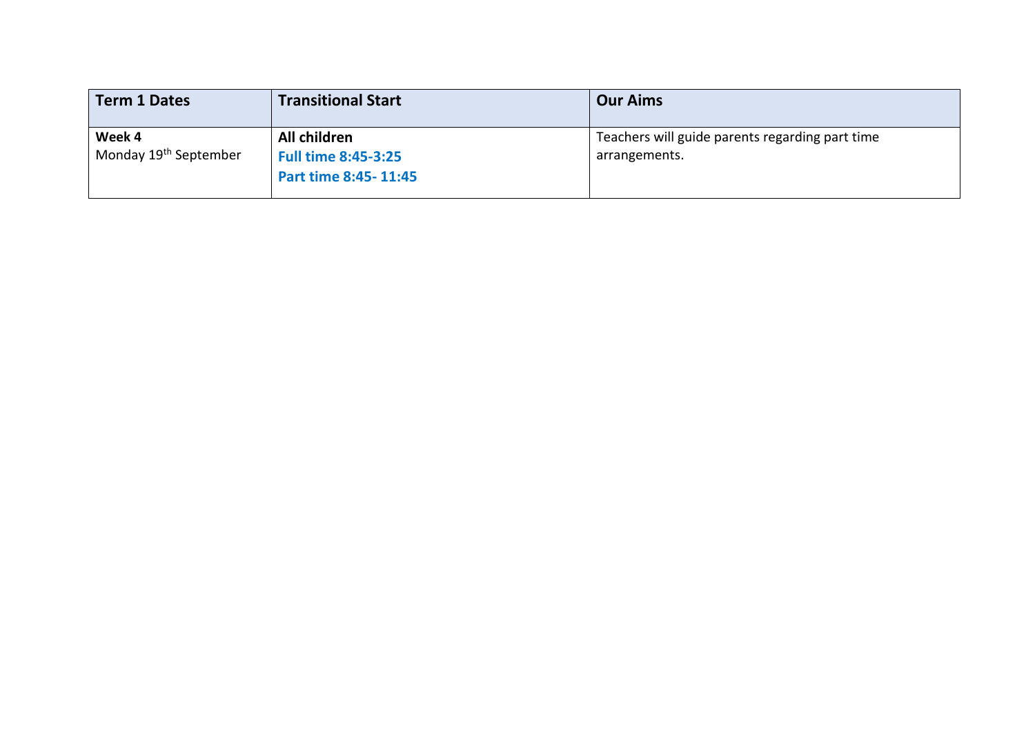| Term 1 Dates | Transitional Start | Our Aims |
|---|---|---|
| **Week 4**<br>Monday 19th September | **All children**<br>**Full time 8:45-3:25**<br>**Part time 8:45- 11:45** | Teachers will guide parents regarding part time arrangements. |